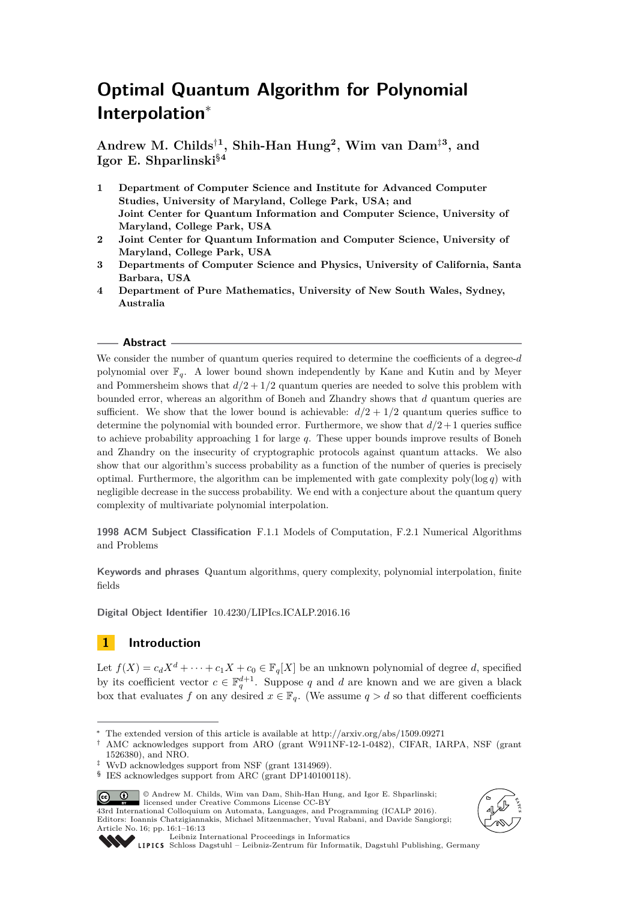# Optimal Quantum Algorithm for Polynomial Interpolation*

**Andrew M. Childs[†1], Shih-Han Hung[2], Wim van Dam[‡3], and Igor E. Shparlinski[§4]**

1. **Department of Computer Science and Institute for Advanced Computer Studies, University of Maryland, College Park, USA; and Joint Center for Quantum Information and Computer Science, University of Maryland, College Park, USA**
2. **Joint Center for Quantum Information and Computer Science, University of Maryland, College Park, USA**
3. **Departments of Computer Science and Physics, University of California, Santa Barbara, USA**
4. **Department of Pure Mathematics, University of New South Wales, Sydney, Australia**

## Abstract

We consider the number of quantum queries required to determine the coefficients of a degree-$d$ polynomial over $\mathbb{F}_q$. A lower bound shown independently by Kane and Kutin and by Meyer and Pommersheim shows that $d/2 + 1/2$ quantum queries are needed to solve this problem with bounded error, whereas an algorithm of Boneh and Zhandry shows that $d$ quantum queries are sufficient. We show that the lower bound is achievable: $d/2 + 1/2$ quantum queries suffice to determine the polynomial with bounded error. Furthermore, we show that $d/2 + 1$ queries suffice to achieve probability approaching 1 for large $q$. These upper bounds improve results of Boneh and Zhandry on the insecurity of cryptographic protocols against quantum attacks. We also show that our algorithm's success probability as a function of the number of queries is precisely optimal. Furthermore, the algorithm can be implemented with gate complexity $\text{poly}(\log q)$ with negligible decrease in the success probability. We end with a conjecture about the quantum query complexity of multivariate polynomial interpolation.

**1998 ACM Subject Classification** F.1.1 Models of Computation, F.2.1 Numerical Algorithms and Problems

**Keywords and phrases** Quantum algorithms, query complexity, polynomial interpolation, finite fields

**Digital Object Identifier** 10.4230/LIPIcs.ICALP.2016.16

## 1 Introduction

Let $f(X) = c_d X^d + \cdots + c_1 X + c_0 \in \mathbb{F}_q[X]$ be an unknown polynomial of degree $d$, specified by its coefficient vector $c \in \mathbb{F}_q^{d+1}$. Suppose $q$ and $d$ are known and we are given a black box that evaluates $f$ on any desired $x \in \mathbb{F}_q$. (We assume $q > d$ so that different coefficients

---

* The extended version of this article is available at http://arxiv.org/abs/1509.09271

† AMC acknowledges support from ARO (grant W911NF-12-1-0482), CIFAR, IARPA, NSF (grant 1526380), and NRO.

‡ WvD acknowledges support from NSF (grant 1314969).

§ IES acknowledges support from ARC (grant DP140100118).

© Andrew M. Childs, Wim van Dam, Shih-Han Hung, and Igor E. Shparlinski; licensed under Creative Commons License CC-BY
43rd International Colloquium on Automata, Languages, and Programming (ICALP 2016).
Editors: Ioannis Chatzigiannakis, Michael Mitzenmacher, Yuval Rabani, and Davide Sangiorgi; Article No. 16; pp. 16:1–16:13
Leibniz International Proceedings in Informatics
Schloss Dagstuhl – Leibniz-Zentrum für Informatik, Dagstuhl Publishing, Germany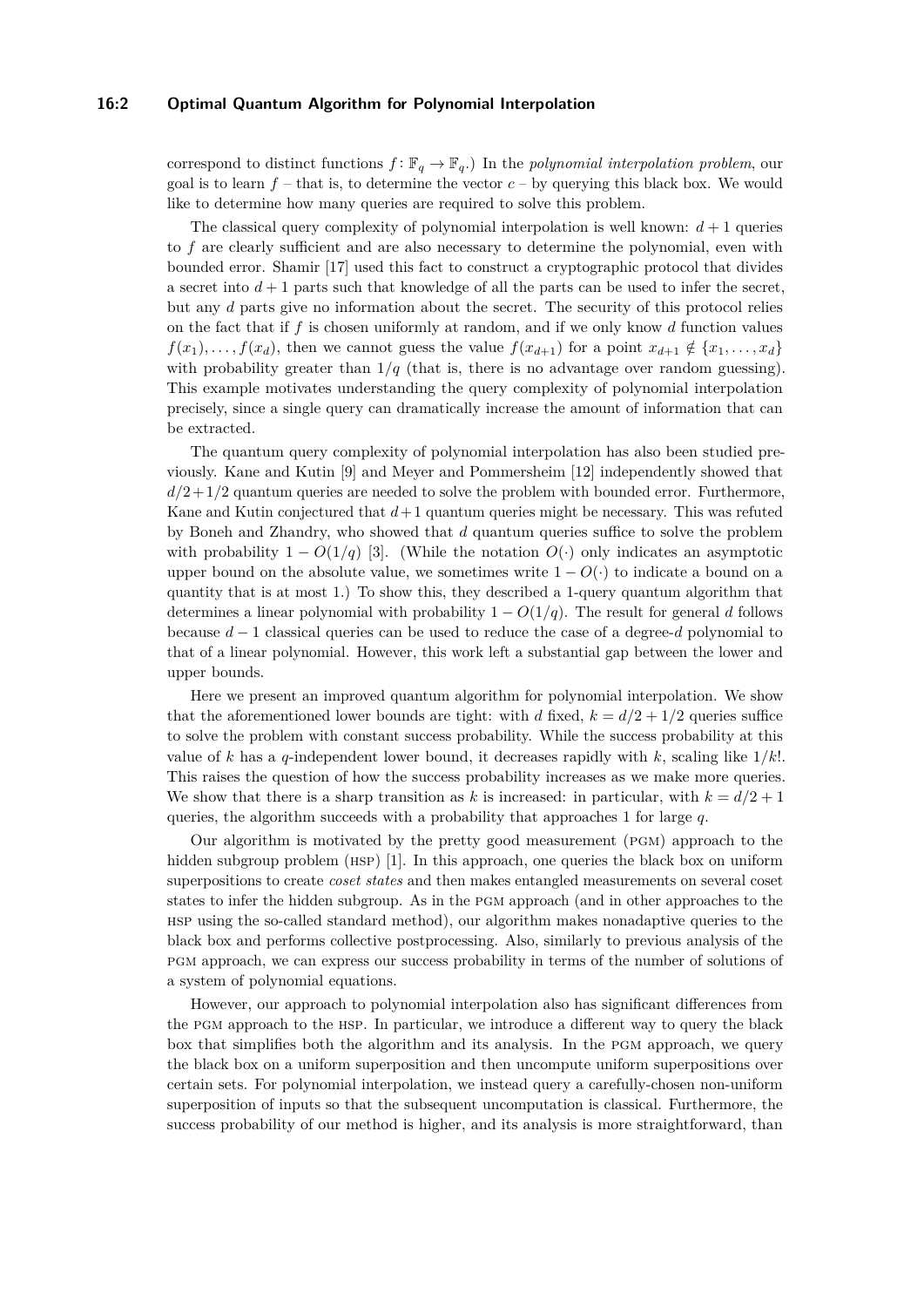correspond to distinct functions $f: \mathbb{F}_q \to \mathbb{F}_q$.) In the *polynomial interpolation problem*, our goal is to learn $f$ – that is, to determine the vector $c$ – by querying this black box. We would like to determine how many queries are required to solve this problem.

The classical query complexity of polynomial interpolation is well known: $d+1$ queries to $f$ are clearly sufficient and are also necessary to determine the polynomial, even with bounded error. Shamir [17] used this fact to construct a cryptographic protocol that divides a secret into $d+1$ parts such that knowledge of all the parts can be used to infer the secret, but any $d$ parts give no information about the secret. The security of this protocol relies on the fact that if $f$ is chosen uniformly at random, and if we only know $d$ function values $f(x_1), \ldots, f(x_d)$, then we cannot guess the value $f(x_{d+1})$ for a point $x_{d+1} \notin \{x_1, \ldots, x_d\}$ with probability greater than $1/q$ (that is, there is no advantage over random guessing). This example motivates understanding the query complexity of polynomial interpolation precisely, since a single query can dramatically increase the amount of information that can be extracted.

The quantum query complexity of polynomial interpolation has also been studied previously. Kane and Kutin [9] and Meyer and Pommersheim [12] independently showed that $d/2+1/2$ quantum queries are needed to solve the problem with bounded error. Furthermore, Kane and Kutin conjectured that $d+1$ quantum queries might be necessary. This was refuted by Boneh and Zhandry, who showed that $d$ quantum queries suffice to solve the problem with probability $1 - O(1/q)$ [3]. (While the notation $O(\cdot)$ only indicates an asymptotic upper bound on the absolute value, we sometimes write $1 - O(\cdot)$ to indicate a bound on a quantity that is at most 1.) To show this, they described a 1-query quantum algorithm that determines a linear polynomial with probability $1 - O(1/q)$. The result for general $d$ follows because $d-1$ classical queries can be used to reduce the case of a degree-$d$ polynomial to that of a linear polynomial. However, this work left a substantial gap between the lower and upper bounds.

Here we present an improved quantum algorithm for polynomial interpolation. We show that the aforementioned lower bounds are tight: with $d$ fixed, $k = d/2 + 1/2$ queries suffice to solve the problem with constant success probability. While the success probability at this value of $k$ has a $q$-independent lower bound, it decreases rapidly with $k$, scaling like $1/k!$. This raises the question of how the success probability increases as we make more queries. We show that there is a sharp transition as $k$ is increased: in particular, with $k = d/2 + 1$ queries, the algorithm succeeds with a probability that approaches 1 for large $q$.

Our algorithm is motivated by the pretty good measurement (PGM) approach to the hidden subgroup problem (HSP) [1]. In this approach, one queries the black box on uniform superpositions to create *coset states* and then makes entangled measurements on several coset states to infer the hidden subgroup. As in the PGM approach (and in other approaches to the HSP using the so-called standard method), our algorithm makes nonadaptive queries to the black box and performs collective postprocessing. Also, similarly to previous analysis of the PGM approach, we can express our success probability in terms of the number of solutions of a system of polynomial equations.

However, our approach to polynomial interpolation also has significant differences from the PGM approach to the HSP. In particular, we introduce a different way to query the black box that simplifies both the algorithm and its analysis. In the PGM approach, we query the black box on a uniform superposition and then uncompute uniform superpositions over certain sets. For polynomial interpolation, we instead query a carefully-chosen non-uniform superposition of inputs so that the subsequent uncomputation is classical. Furthermore, the success probability of our method is higher, and its analysis is more straightforward, than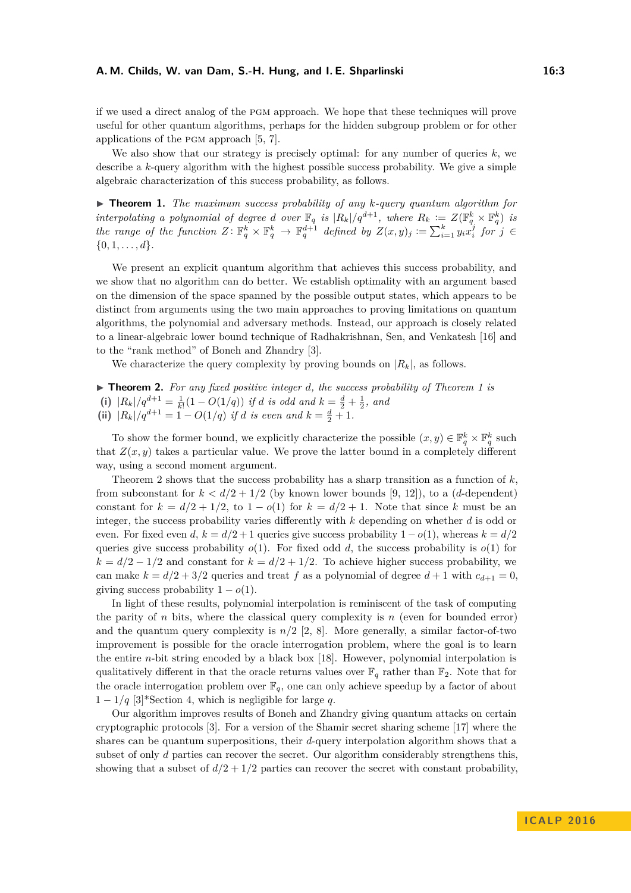if we used a direct analog of the PGM approach. We hope that these techniques will prove useful for other quantum algorithms, perhaps for the hidden subgroup problem or for other applications of the PGM approach [5, 7].

We also show that our strategy is precisely optimal: for any number of queries $k$, we describe a $k$-query algorithm with the highest possible success probability. We give a simple algebraic characterization of this success probability, as follows.

▶ **Theorem 1.** *The maximum success probability of any $k$-query quantum algorithm for interpolating a polynomial of degree $d$ over $\mathbb{F}_q$ is $|R_k|/q^{d+1}$, where $R_k := Z(\mathbb{F}_q^k \times \mathbb{F}_q^k)$ is the range of the function $Z\colon \mathbb{F}_q^k \times \mathbb{F}_q^k \to \mathbb{F}_q^{d+1}$ defined by $Z(x,y)_j := \sum_{i=1}^k y_i x_i^j$ for $j \in \{0,1,\ldots,d\}$.*

We present an explicit quantum algorithm that achieves this success probability, and we show that no algorithm can do better. We establish optimality with an argument based on the dimension of the space spanned by the possible output states, which appears to be distinct from arguments using the two main approaches to proving limitations on quantum algorithms, the polynomial and adversary methods. Instead, our approach is closely related to a linear-algebraic lower bound technique of Radhakrishnan, Sen, and Venkatesh [16] and to the "rank method" of Boneh and Zhandry [3].

We characterize the query complexity by proving bounds on $|R_k|$, as follows.

▶ **Theorem 2.** *For any fixed positive integer $d$, the success probability of Theorem 1 is*
**(i)** $|R_k|/q^{d+1} = \frac{1}{k!}(1 - O(1/q))$ *if $d$ is odd and $k = \frac{d}{2} + \frac{1}{2}$, and*
**(ii)** $|R_k|/q^{d+1} = 1 - O(1/q)$ *if $d$ is even and $k = \frac{d}{2} + 1$.*

To show the former bound, we explicitly characterize the possible $(x,y) \in \mathbb{F}_q^k \times \mathbb{F}_q^k$ such that $Z(x,y)$ takes a particular value. We prove the latter bound in a completely different way, using a second moment argument.

Theorem 2 shows that the success probability has a sharp transition as a function of $k$, from subconstant for $k < d/2 + 1/2$ (by known lower bounds [9, 12]), to a ($d$-dependent) constant for $k = d/2 + 1/2$, to $1 - o(1)$ for $k = d/2 + 1$. Note that since $k$ must be an integer, the success probability varies differently with $k$ depending on whether $d$ is odd or even. For fixed even $d$, $k = d/2 + 1$ queries give success probability $1 - o(1)$, whereas $k = d/2$ queries give success probability $o(1)$. For fixed odd $d$, the success probability is $o(1)$ for $k = d/2 - 1/2$ and constant for $k = d/2 + 1/2$. To achieve higher success probability, we can make $k = d/2 + 3/2$ queries and treat $f$ as a polynomial of degree $d+1$ with $c_{d+1} = 0$, giving success probability $1 - o(1)$.

In light of these results, polynomial interpolation is reminiscent of the task of computing the parity of $n$ bits, where the classical query complexity is $n$ (even for bounded error) and the quantum query complexity is $n/2$ [2, 8]. More generally, a similar factor-of-two improvement is possible for the oracle interrogation problem, where the goal is to learn the entire $n$-bit string encoded by a black box [18]. However, polynomial interpolation is qualitatively different in that the oracle returns values over $\mathbb{F}_q$ rather than $\mathbb{F}_2$. Note that for the oracle interrogation problem over $\mathbb{F}_q$, one can only achieve speedup by a factor of about $1 - 1/q$ [3]*Section 4, which is negligible for large $q$.

Our algorithm improves results of Boneh and Zhandry giving quantum attacks on certain cryptographic protocols [3]. For a version of the Shamir secret sharing scheme [17] where the shares can be quantum superpositions, their $d$-query interpolation algorithm shows that a subset of only $d$ parties can recover the secret. Our algorithm considerably strengthens this, showing that a subset of $d/2 + 1/2$ parties can recover the secret with constant probability,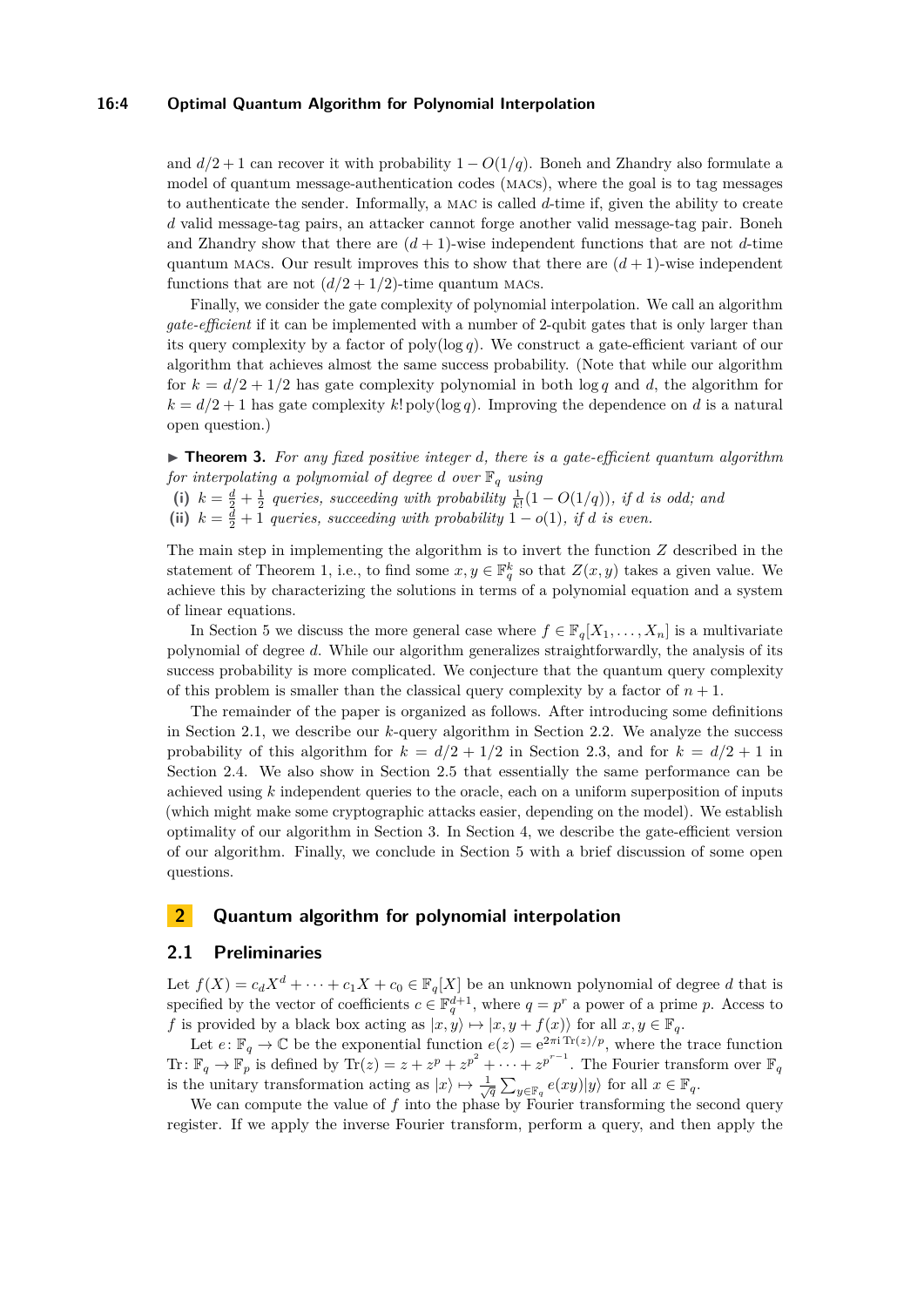and $d/2+1$ can recover it with probability $1 - O(1/q)$. Boneh and Zhandry also formulate a model of quantum message-authentication codes (MACs), where the goal is to tag messages to authenticate the sender. Informally, a MAC is called $d$-time if, given the ability to create $d$ valid message-tag pairs, an attacker cannot forge another valid message-tag pair. Boneh and Zhandry show that there are $(d+1)$-wise independent functions that are not $d$-time quantum MACs. Our result improves this to show that there are $(d+1)$-wise independent functions that are not $(d/2+1/2)$-time quantum MACs.

Finally, we consider the gate complexity of polynomial interpolation. We call an algorithm *gate-efficient* if it can be implemented with a number of 2-qubit gates that is only larger than its query complexity by a factor of $\mathrm{poly}(\log q)$. We construct a gate-efficient variant of our algorithm that achieves almost the same success probability. (Note that while our algorithm for $k = d/2 + 1/2$ has gate complexity polynomial in both $\log q$ and $d$, the algorithm for $k = d/2 + 1$ has gate complexity $k!\,\mathrm{poly}(\log q)$. Improving the dependence on $d$ is a natural open question.)

▶ **Theorem 3.** *For any fixed positive integer $d$, there is a gate-efficient quantum algorithm for interpolating a polynomial of degree $d$ over $\mathbb{F}_q$ using*

**(i)** $k = \frac{d}{2} + \frac{1}{2}$ *queries, succeeding with probability $\frac{1}{k!}(1 - O(1/q))$, if $d$ is odd; and*

**(ii)** $k = \frac{d}{2} + 1$ *queries, succeeding with probability $1 - o(1)$, if $d$ is even.*

The main step in implementing the algorithm is to invert the function $Z$ described in the statement of Theorem 1, i.e., to find some $x, y \in \mathbb{F}_q^k$ so that $Z(x,y)$ takes a given value. We achieve this by characterizing the solutions in terms of a polynomial equation and a system of linear equations.

In Section 5 we discuss the more general case where $f \in \mathbb{F}_q[X_1, \ldots, X_n]$ is a multivariate polynomial of degree $d$. While our algorithm generalizes straightforwardly, the analysis of its success probability is more complicated. We conjecture that the quantum query complexity of this problem is smaller than the classical query complexity by a factor of $n+1$.

The remainder of the paper is organized as follows. After introducing some definitions in Section 2.1, we describe our $k$-query algorithm in Section 2.2. We analyze the success probability of this algorithm for $k = d/2 + 1/2$ in Section 2.3, and for $k = d/2 + 1$ in Section 2.4. We also show in Section 2.5 that essentially the same performance can be achieved using $k$ independent queries to the oracle, each on a uniform superposition of inputs (which might make some cryptographic attacks easier, depending on the model). We establish optimality of our algorithm in Section 3. In Section 4, we describe the gate-efficient version of our algorithm. Finally, we conclude in Section 5 with a brief discussion of some open questions.

## 2 Quantum algorithm for polynomial interpolation

### 2.1 Preliminaries

Let $f(X) = c_d X^d + \cdots + c_1 X + c_0 \in \mathbb{F}_q[X]$ be an unknown polynomial of degree $d$ that is specified by the vector of coefficients $c \in \mathbb{F}_q^{d+1}$, where $q = p^r$ a power of a prime $p$. Access to $f$ is provided by a black box acting as $|x, y\rangle \mapsto |x, y + f(x)\rangle$ for all $x, y \in \mathbb{F}_q$.

Let $e \colon \mathbb{F}_q \to \mathbb{C}$ be the exponential function $e(z) = \mathrm{e}^{2\pi \mathrm{i} \operatorname{Tr}(z)/p}$, where the trace function $\operatorname{Tr} \colon \mathbb{F}_q \to \mathbb{F}_p$ is defined by $\operatorname{Tr}(z) = z + z^p + z^{p^2} + \cdots + z^{p^{r-1}}$. The Fourier transform over $\mathbb{F}_q$ is the unitary transformation acting as $|x\rangle \mapsto \frac{1}{\sqrt{q}} \sum_{y \in \mathbb{F}_q} e(xy)|y\rangle$ for all $x \in \mathbb{F}_q$.

We can compute the value of $f$ into the phase by Fourier transforming the second query register. If we apply the inverse Fourier transform, perform a query, and then apply the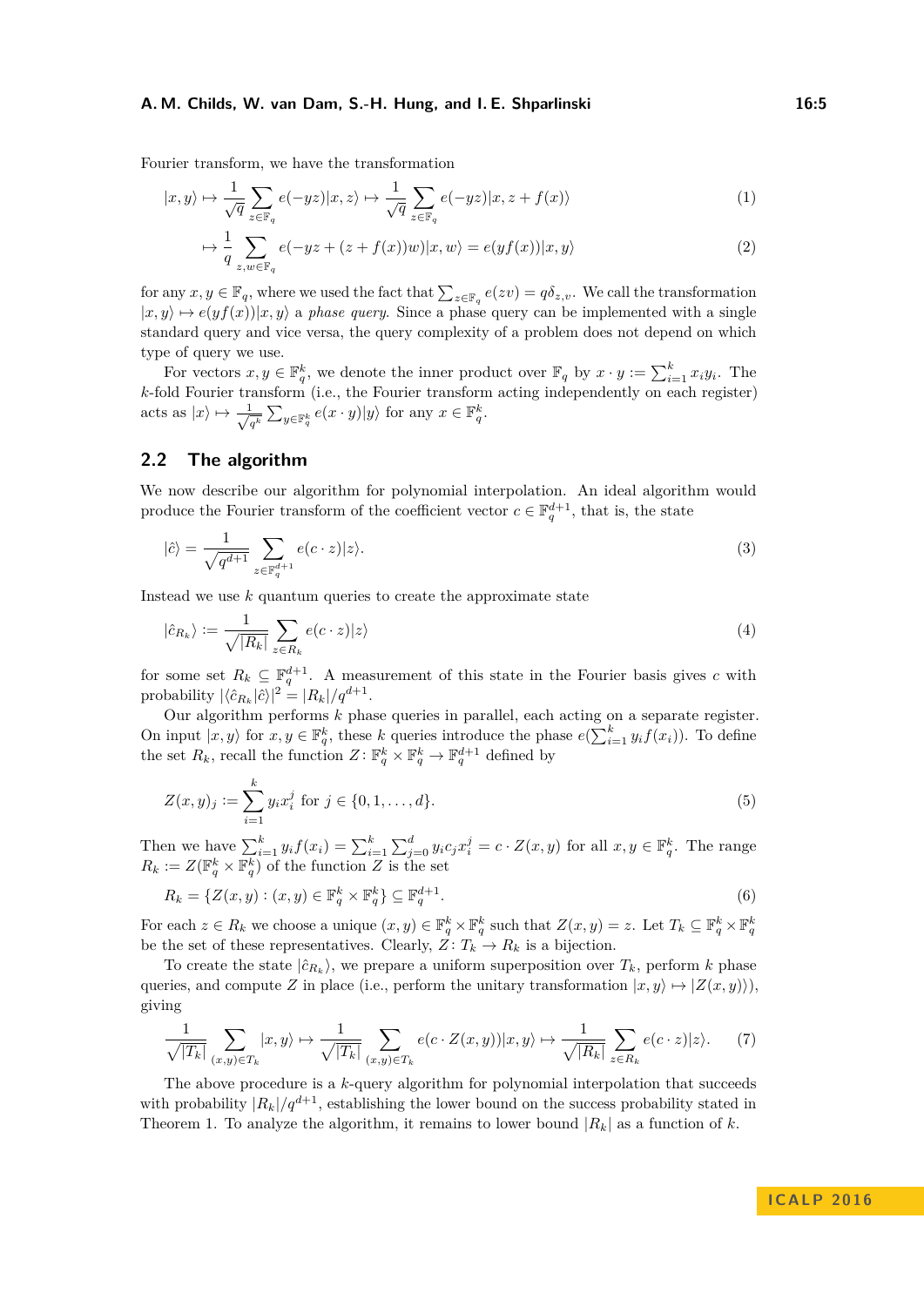Fourier transform, we have the transformation

$$|x, y\rangle \mapsto \frac{1}{\sqrt{q}} \sum_{z \in \mathbb{F}_q} e(-yz)|x, z\rangle \mapsto \frac{1}{\sqrt{q}} \sum_{z \in \mathbb{F}_q} e(-yz)|x, z + f(x)\rangle \tag{1}$$

$$\mapsto \frac{1}{q} \sum_{z,w \in \mathbb{F}_q} e(-yz + (z + f(x))w)|x, w\rangle = e(yf(x))|x, y\rangle \tag{2}$$

for any $x, y \in \mathbb{F}_q$, where we used the fact that $\sum_{z \in \mathbb{F}_q} e(zv) = q\delta_{z,v}$. We call the transformation $|x, y\rangle \mapsto e(yf(x))|x, y\rangle$ a *phase query*. Since a phase query can be implemented with a single standard query and vice versa, the query complexity of a problem does not depend on which type of query we use.

For vectors $x, y \in \mathbb{F}_q^k$, we denote the inner product over $\mathbb{F}_q$ by $x \cdot y := \sum_{i=1}^k x_i y_i$. The $k$-fold Fourier transform (i.e., the Fourier transform acting independently on each register) acts as $|x\rangle \mapsto \frac{1}{\sqrt{q^k}} \sum_{y \in \mathbb{F}_q^k} e(x \cdot y)|y\rangle$ for any $x \in \mathbb{F}_q^k$.

## 2.2 The algorithm

We now describe our algorithm for polynomial interpolation. An ideal algorithm would produce the Fourier transform of the coefficient vector $c \in \mathbb{F}_q^{d+1}$, that is, the state

$$|\hat{c}\rangle = \frac{1}{\sqrt{q^{d+1}}} \sum_{z \in \mathbb{F}_q^{d+1}} e(c \cdot z)|z\rangle. \tag{3}$$

Instead we use $k$ quantum queries to create the approximate state

$$|\hat{c}_{R_k}\rangle := \frac{1}{\sqrt{|R_k|}} \sum_{z \in R_k} e(c \cdot z)|z\rangle \tag{4}$$

for some set $R_k \subseteq \mathbb{F}_q^{d+1}$. A measurement of this state in the Fourier basis gives $c$ with probability $|\langle \hat{c}_{R_k}|\hat{c}\rangle|^2 = |R_k|/q^{d+1}$.

Our algorithm performs $k$ phase queries in parallel, each acting on a separate register. On input $|x, y\rangle$ for $x, y \in \mathbb{F}_q^k$, these $k$ queries introduce the phase $e(\sum_{i=1}^k y_i f(x_i))$. To define the set $R_k$, recall the function $Z \colon \mathbb{F}_q^k \times \mathbb{F}_q^k \to \mathbb{F}_q^{d+1}$ defined by

$$Z(x, y)_j := \sum_{i=1}^k y_i x_i^j \text{ for } j \in \{0, 1, \ldots, d\}. \tag{5}$$

Then we have $\sum_{i=1}^k y_i f(x_i) = \sum_{i=1}^k \sum_{j=0}^d y_i c_j x_i^j = c \cdot Z(x, y)$ for all $x, y \in \mathbb{F}_q^k$. The range $R_k := Z(\mathbb{F}_q^k \times \mathbb{F}_q^k)$ of the function $Z$ is the set

$$R_k = \{Z(x, y) : (x, y) \in \mathbb{F}_q^k \times \mathbb{F}_q^k\} \subseteq \mathbb{F}_q^{d+1}. \tag{6}$$

For each $z \in R_k$ we choose a unique $(x, y) \in \mathbb{F}_q^k \times \mathbb{F}_q^k$ such that $Z(x, y) = z$. Let $T_k \subseteq \mathbb{F}_q^k \times \mathbb{F}_q^k$ be the set of these representatives. Clearly, $Z \colon T_k \to R_k$ is a bijection.

To create the state $|\hat{c}_{R_k}\rangle$, we prepare a uniform superposition over $T_k$, perform $k$ phase queries, and compute $Z$ in place (i.e., perform the unitary transformation $|x, y\rangle \mapsto |Z(x, y)\rangle$), giving

$$\frac{1}{\sqrt{|T_k|}} \sum_{(x,y) \in T_k} |x, y\rangle \mapsto \frac{1}{\sqrt{|T_k|}} \sum_{(x,y) \in T_k} e(c \cdot Z(x, y))|x, y\rangle \mapsto \frac{1}{\sqrt{|R_k|}} \sum_{z \in R_k} e(c \cdot z)|z\rangle. \tag{7}$$

The above procedure is a $k$-query algorithm for polynomial interpolation that succeeds with probability $|R_k|/q^{d+1}$, establishing the lower bound on the success probability stated in Theorem 1. To analyze the algorithm, it remains to lower bound $|R_k|$ as a function of $k$.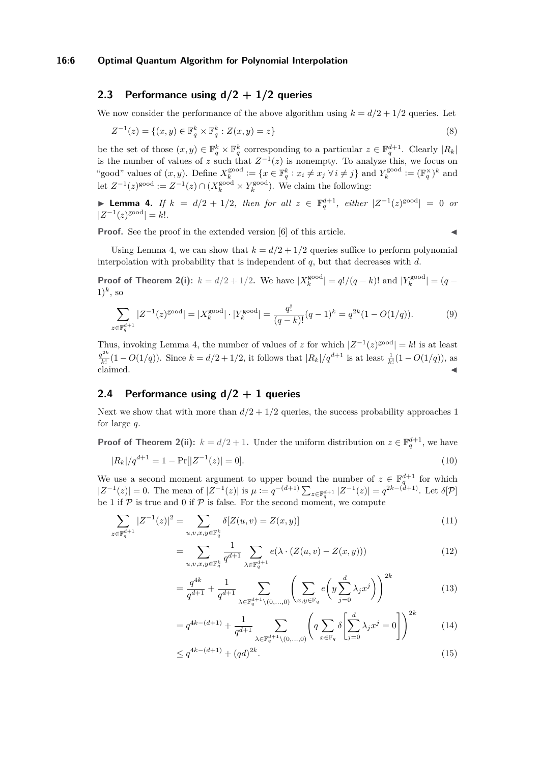## 2.3 Performance using d/2 + 1/2 queries

We now consider the performance of the above algorithm using $k = d/2 + 1/2$ queries. Let

$$Z^{-1}(z) = \{(x, y) \in \mathbb{F}_q^k \times \mathbb{F}_q^k : Z(x, y) = z\} \tag{8}$$

be the set of those $(x, y) \in \mathbb{F}_q^k \times \mathbb{F}_q^k$ corresponding to a particular $z \in \mathbb{F}_q^{d+1}$. Clearly $|R_k|$ is the number of values of $z$ such that $Z^{-1}(z)$ is nonempty. To analyze this, we focus on "good" values of $(x, y)$. Define $X_k^{\text{good}} := \{x \in \mathbb{F}_q^k : x_i \neq x_j \ \forall\, i \neq j\}$ and $Y_k^{\text{good}} := (\mathbb{F}_q^\times)^k$ and let $Z^{-1}(z)^{\text{good}} := Z^{-1}(z) \cap (X_k^{\text{good}} \times Y_k^{\text{good}})$. We claim the following:

► **Lemma 4.** *If $k = d/2 + 1/2$, then for all $z \in \mathbb{F}_q^{d+1}$, either $|Z^{-1}(z)^{\text{good}}| = 0$ or $|Z^{-1}(z)^{\text{good}}| = k!$.*

**Proof.** See the proof in the extended version [6] of this article. ◄

Using Lemma 4, we can show that $k = d/2 + 1/2$ queries suffice to perform polynomial interpolation with probability that is independent of $q$, but that decreases with $d$.

**Proof of Theorem 2(i):** $k = d/2 + 1/2$. We have $|X_k^{\text{good}}| = q!/(q-k)!$ and $|Y_k^{\text{good}}| = (q-1)^k$, so

$$\sum_{z \in \mathbb{F}_q^{d+1}} |Z^{-1}(z)^{\text{good}}| = |X_k^{\text{good}}| \cdot |Y_k^{\text{good}}| = \frac{q!}{(q-k)!}(q-1)^k = q^{2k}(1 - O(1/q)). \tag{9}$$

Thus, invoking Lemma 4, the number of values of $z$ for which $|Z^{-1}(z)^{\text{good}}| = k!$ is at least $\frac{q^{2k}}{k!}(1 - O(1/q))$. Since $k = d/2 + 1/2$, it follows that $|R_k|/q^{d+1}$ is at least $\frac{1}{k!}(1 - O(1/q))$, as claimed. ◄

## 2.4 Performance using d/2 + 1 queries

Next we show that with more than $d/2 + 1/2$ queries, the success probability approaches 1 for large $q$.

**Proof of Theorem 2(ii):** $k = d/2 + 1$. Under the uniform distribution on $z \in \mathbb{F}_q^{d+1}$, we have

$$|R_k|/q^{d+1} = 1 - \Pr[|Z^{-1}(z)| = 0]. \tag{10}$$

We use a second moment argument to upper bound the number of $z \in \mathbb{F}_q^{d+1}$ for which $|Z^{-1}(z)| = 0$. The mean of $|Z^{-1}(z)|$ is $\mu := q^{-(d+1)} \sum_{z \in \mathbb{F}_q^{d+1}} |Z^{-1}(z)| = q^{2k-(d+1)}$. Let $\delta[\mathcal{P}]$ be 1 if $\mathcal{P}$ is true and 0 if $\mathcal{P}$ is false. For the second moment, we compute

$$\sum_{z \in \mathbb{F}_q^{d+1}} |Z^{-1}(z)|^2 = \sum_{u,v,x,y \in \mathbb{F}_q^k} \delta[Z(u,v) = Z(x,y)] \tag{11}$$

$$= \sum_{u,v,x,y \in \mathbb{F}_q^k} \frac{1}{q^{d+1}} \sum_{\lambda \in \mathbb{F}_q^{d+1}} e(\lambda \cdot (Z(u,v) - Z(x,y))) \tag{12}$$

$$= \frac{q^{4k}}{q^{d+1}} + \frac{1}{q^{d+1}} \sum_{\lambda \in \mathbb{F}_q^{d+1} \setminus (0,\ldots,0)} \left( \sum_{x,y \in \mathbb{F}_q} e\left( y \sum_{j=0}^{d} \lambda_j x^j \right) \right)^{2k} \tag{13}$$

$$= q^{4k-(d+1)} + \frac{1}{q^{d+1}} \sum_{\lambda \in \mathbb{F}_q^{d+1} \setminus (0,\ldots,0)} \left( q \sum_{x \in \mathbb{F}_q} \delta\left[ \sum_{j=0}^{d} \lambda_j x^j = 0 \right] \right)^{2k} \tag{14}$$

$$\leq q^{4k-(d+1)} + (qd)^{2k}. \tag{15}$$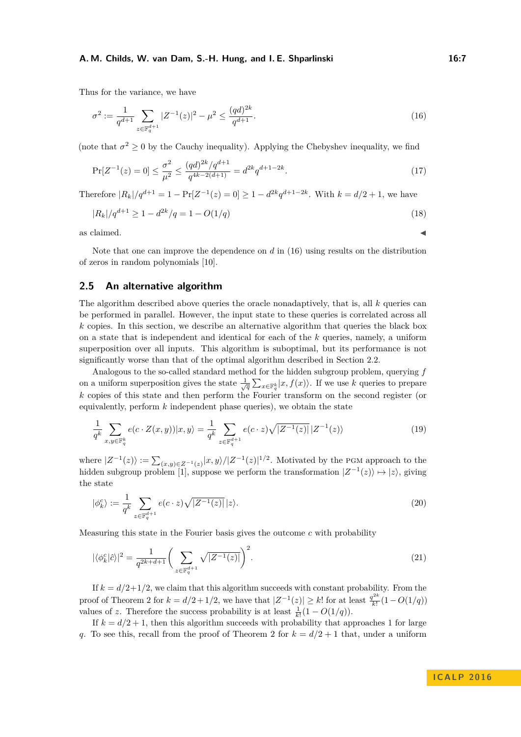Thus for the variance, we have

$$\sigma^2 := \frac{1}{q^{d+1}} \sum_{z \in \mathbb{F}_q^{d+1}} |Z^{-1}(z)|^2 - \mu^2 \leq \frac{(qd)^{2k}}{q^{d+1}}. \tag{16}$$

(note that $\sigma^2 \geq 0$ by the Cauchy inequality). Applying the Chebyshev inequality, we find

$$\Pr[Z^{-1}(z) = 0] \leq \frac{\sigma^2}{\mu^2} \leq \frac{(qd)^{2k}/q^{d+1}}{q^{4k-2(d+1)}} = d^{2k} q^{d+1-2k}. \tag{17}$$

Therefore $|R_k|/q^{d+1} = 1 - \Pr[Z^{-1}(z) = 0] \geq 1 - d^{2k} q^{d+1-2k}$. With $k = d/2 + 1$, we have

$$|R_k|/q^{d+1} \geq 1 - d^{2k}/q = 1 - O(1/q) \tag{18}$$

as claimed. ◀

Note that one can improve the dependence on $d$ in (16) using results on the distribution of zeros in random polynomials [10].

## 2.5 An alternative algorithm

The algorithm described above queries the oracle nonadaptively, that is, all $k$ queries can be performed in parallel. However, the input state to these queries is correlated across all $k$ copies. In this section, we describe an alternative algorithm that queries the black box on a state that is independent and identical for each of the $k$ queries, namely, a uniform superposition over all inputs. This algorithm is suboptimal, but its performance is not significantly worse than that of the optimal algorithm described in Section 2.2.

Analogous to the so-called standard method for the hidden subgroup problem, querying $f$ on a uniform superposition gives the state $\frac{1}{\sqrt{q}} \sum_{x \in \mathbb{F}_q^k} |x, f(x)\rangle$. If we use $k$ queries to prepare $k$ copies of this state and then perform the Fourier transform on the second register (or equivalently, perform $k$ independent phase queries), we obtain the state

$$\frac{1}{q^k} \sum_{x,y \in \mathbb{F}_q^k} e(c \cdot Z(x,y)) |x, y\rangle = \frac{1}{q^k} \sum_{z \in \mathbb{F}_q^{d+1}} e(c \cdot z) \sqrt{|Z^{-1}(z)|}\, |Z^{-1}(z)\rangle \tag{19}$$

where $|Z^{-1}(z)\rangle := \sum_{(x,y) \in Z^{-1}(z)} |x, y\rangle / |Z^{-1}(z)|^{1/2}$. Motivated by the PGM approach to the hidden subgroup problem [1], suppose we perform the transformation $|Z^{-1}(z)\rangle \mapsto |z\rangle$, giving the state

$$|\phi_k^c\rangle := \frac{1}{q^k} \sum_{z \in \mathbb{F}_q^{d+1}} e(c \cdot z) \sqrt{|Z^{-1}(z)|}\, |z\rangle. \tag{20}$$

Measuring this state in the Fourier basis gives the outcome $c$ with probability

$$|\langle \phi_k^c | \hat{c} \rangle|^2 = \frac{1}{q^{2k+d+1}} \Bigg( \sum_{z \in \mathbb{F}_q^{d+1}} \sqrt{|Z^{-1}(z)|} \Bigg)^2. \tag{21}$$

If $k = d/2+1/2$, we claim that this algorithm succeeds with constant probability. From the proof of Theorem 2 for $k = d/2+1/2$, we have that $|Z^{-1}(z)| \geq k!$ for at least $\frac{q^{2k}}{k!}(1-O(1/q))$ values of $z$. Therefore the success probability is at least $\frac{1}{k!}(1 - O(1/q))$.

If $k = d/2 + 1$, then this algorithm succeeds with probability that approaches 1 for large $q$. To see this, recall from the proof of Theorem 2 for $k = d/2 + 1$ that, under a uniform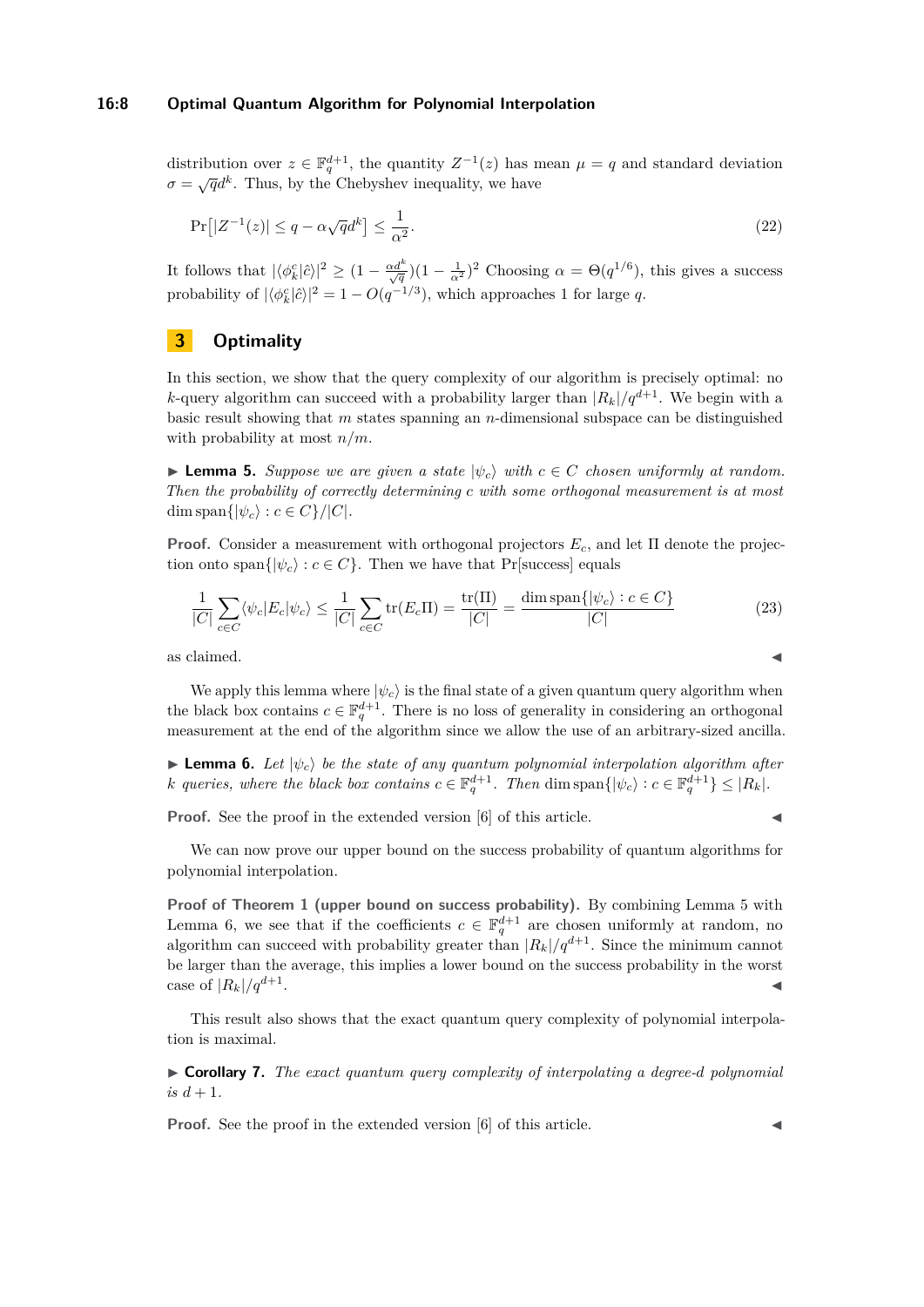distribution over $z \in \mathbb{F}_q^{d+1}$, the quantity $Z^{-1}(z)$ has mean $\mu = q$ and standard deviation $\sigma = \sqrt{q}d^k$. Thus, by the Chebyshev inequality, we have

$$\Pr\left[|Z^{-1}(z)| \leq q - \alpha\sqrt{q}d^k\right] \leq \frac{1}{\alpha^2}. \tag{22}$$

It follows that $|\langle\phi_k^c|\hat{c}\rangle|^2 \geq (1 - \frac{\alpha d^k}{\sqrt{q}})(1 - \frac{1}{\alpha^2})^2$ Choosing $\alpha = \Theta(q^{1/6})$, this gives a success probability of $|\langle\phi_k^c|\hat{c}\rangle|^2 = 1 - O(q^{-1/3})$, which approaches 1 for large $q$.

## 3 Optimality

In this section, we show that the query complexity of our algorithm is precisely optimal: no $k$-query algorithm can succeed with a probability larger than $|R_k|/q^{d+1}$. We begin with a basic result showing that $m$ states spanning an $n$-dimensional subspace can be distinguished with probability at most $n/m$.

▶ **Lemma 5.** *Suppose we are given a state $|\psi_c\rangle$ with $c \in C$ chosen uniformly at random. Then the probability of correctly determining $c$ with some orthogonal measurement is at most $\dim \operatorname{span}\{|\psi_c\rangle : c \in C\}/|C|$.*

**Proof.** Consider a measurement with orthogonal projectors $E_c$, and let $\Pi$ denote the projection onto $\operatorname{span}\{|\psi_c\rangle : c \in C\}$. Then we have that Pr[success] equals

$$\frac{1}{|C|}\sum_{c\in C}\langle\psi_c|E_c|\psi_c\rangle \leq \frac{1}{|C|}\sum_{c\in C}\operatorname{tr}(E_c\Pi) = \frac{\operatorname{tr}(\Pi)}{|C|} = \frac{\dim \operatorname{span}\{|\psi_c\rangle : c \in C\}}{|C|} \tag{23}$$

as claimed. ◀

We apply this lemma where $|\psi_c\rangle$ is the final state of a given quantum query algorithm when the black box contains $c \in \mathbb{F}_q^{d+1}$. There is no loss of generality in considering an orthogonal measurement at the end of the algorithm since we allow the use of an arbitrary-sized ancilla.

▶ **Lemma 6.** *Let $|\psi_c\rangle$ be the state of any quantum polynomial interpolation algorithm after $k$ queries, where the black box contains $c \in \mathbb{F}_q^{d+1}$. Then $\dim \operatorname{span}\{|\psi_c\rangle : c \in \mathbb{F}_q^{d+1}\} \leq |R_k|$.*

**Proof.** See the proof in the extended version [6] of this article. ◀

We can now prove our upper bound on the success probability of quantum algorithms for polynomial interpolation.

**Proof of Theorem 1 (upper bound on success probability).** By combining Lemma 5 with Lemma 6, we see that if the coefficients $c \in \mathbb{F}_q^{d+1}$ are chosen uniformly at random, no algorithm can succeed with probability greater than $|R_k|/q^{d+1}$. Since the minimum cannot be larger than the average, this implies a lower bound on the success probability in the worst case of $|R_k|/q^{d+1}$. ◀

This result also shows that the exact quantum query complexity of polynomial interpolation is maximal.

▶ **Corollary 7.** *The exact quantum query complexity of interpolating a degree-$d$ polynomial is $d + 1$.*

**Proof.** See the proof in the extended version [6] of this article. ◀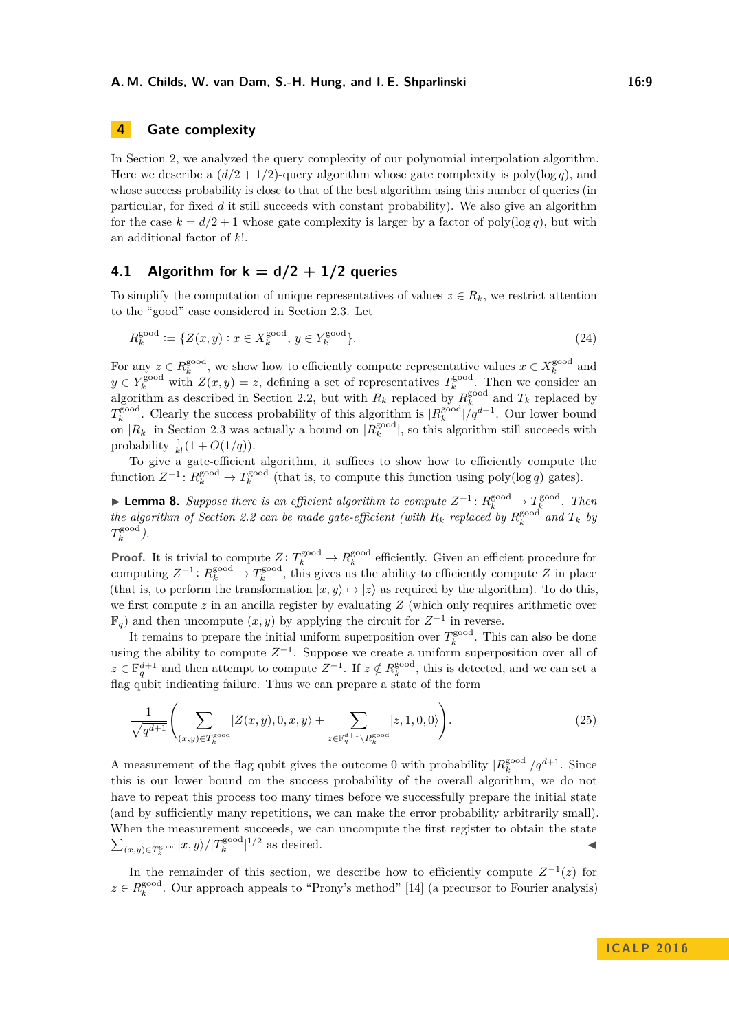## 4 Gate complexity

In Section 2, we analyzed the query complexity of our polynomial interpolation algorithm. Here we describe a $(d/2+1/2)$-query algorithm whose gate complexity is $\operatorname{poly}(\log q)$, and whose success probability is close to that of the best algorithm using this number of queries (in particular, for fixed $d$ it still succeeds with constant probability). We also give an algorithm for the case $k = d/2+1$ whose gate complexity is larger by a factor of $\operatorname{poly}(\log q)$, but with an additional factor of $k!$.

### 4.1 Algorithm for k = d/2 + 1/2 queries

To simplify the computation of unique representatives of values $z \in R_k$, we restrict attention to the "good" case considered in Section 2.3. Let

$$R_k^{\text{good}} := \{Z(x,y) : x \in X_k^{\text{good}},\, y \in Y_k^{\text{good}}\}. \tag{24}$$

For any $z \in R_k^{\text{good}}$, we show how to efficiently compute representative values $x \in X_k^{\text{good}}$ and $y \in Y_k^{\text{good}}$ with $Z(x,y) = z$, defining a set of representatives $T_k^{\text{good}}$. Then we consider an algorithm as described in Section 2.2, but with $R_k$ replaced by $R_k^{\text{good}}$ and $T_k$ replaced by $T_k^{\text{good}}$. Clearly the success probability of this algorithm is $|R_k^{\text{good}}|/q^{d+1}$. Our lower bound on $|R_k|$ in Section 2.3 was actually a bound on $|R_k^{\text{good}}|$, so this algorithm still succeeds with probability $\frac{1}{k!}(1+O(1/q))$.

To give a gate-efficient algorithm, it suffices to show how to efficiently compute the function $Z^{-1}\colon R_k^{\text{good}} \to T_k^{\text{good}}$ (that is, to compute this function using $\operatorname{poly}(\log q)$ gates).

▶ **Lemma 8.** *Suppose there is an efficient algorithm to compute $Z^{-1}\colon R_k^{\text{good}} \to T_k^{\text{good}}$. Then the algorithm of Section 2.2 can be made gate-efficient (with $R_k$ replaced by $R_k^{\text{good}}$ and $T_k$ by $T_k^{\text{good}}$).*

**Proof.** It is trivial to compute $Z\colon T_k^{\text{good}} \to R_k^{\text{good}}$ efficiently. Given an efficient procedure for computing $Z^{-1}\colon R_k^{\text{good}} \to T_k^{\text{good}}$, this gives us the ability to efficiently compute $Z$ in place (that is, to perform the transformation $|x,y\rangle \mapsto |z\rangle$ as required by the algorithm). To do this, we first compute $z$ in an ancilla register by evaluating $Z$ (which only requires arithmetic over $\mathbb{F}_q$) and then uncompute $(x,y)$ by applying the circuit for $Z^{-1}$ in reverse.

It remains to prepare the initial uniform superposition over $T_k^{\text{good}}$. This can also be done using the ability to compute $Z^{-1}$. Suppose we create a uniform superposition over all of $z \in \mathbb{F}_q^{d+1}$ and then attempt to compute $Z^{-1}$. If $z \notin R_k^{\text{good}}$, this is detected, and we can set a flag qubit indicating failure. Thus we can prepare a state of the form

$$\frac{1}{\sqrt{q^{d+1}}}\left(\sum_{(x,y)\in T_k^{\text{good}}} |Z(x,y),0,x,y\rangle + \sum_{z\in \mathbb{F}_q^{d+1}\setminus R_k^{\text{good}}} |z,1,0,0\rangle\right). \tag{25}$$

A measurement of the flag qubit gives the outcome 0 with probability $|R_k^{\text{good}}|/q^{d+1}$. Since this is our lower bound on the success probability of the overall algorithm, we do not have to repeat this process too many times before we successfully prepare the initial state (and by sufficiently many repetitions, we can make the error probability arbitrarily small). When the measurement succeeds, we can uncompute the first register to obtain the state $\sum_{(x,y)\in T_k^{\text{good}}} |x,y\rangle/|T_k^{\text{good}}|^{1/2}$ as desired. ◀

In the remainder of this section, we describe how to efficiently compute $Z^{-1}(z)$ for $z \in R_k^{\text{good}}$. Our approach appeals to "Prony's method" [14] (a precursor to Fourier analysis)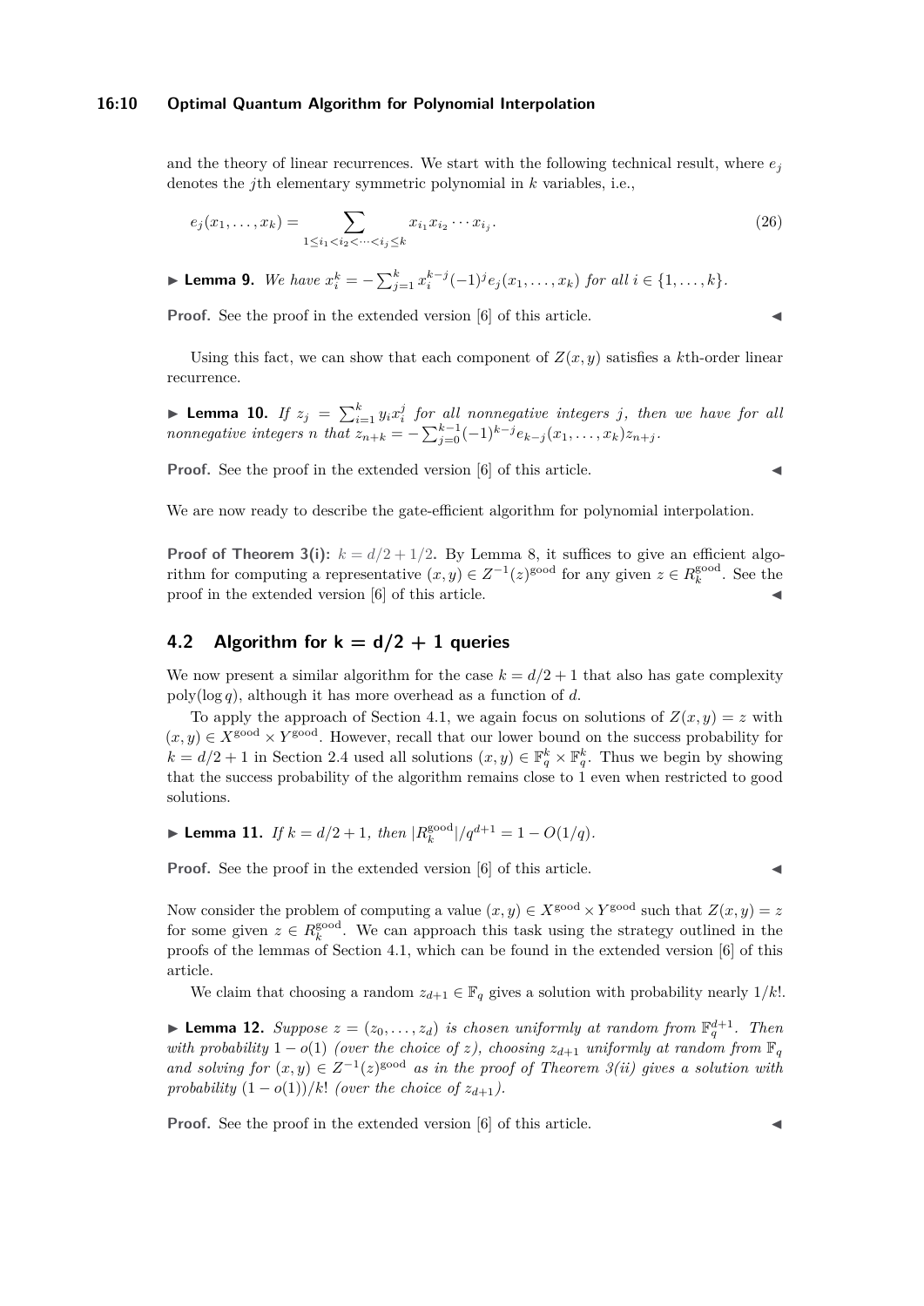and the theory of linear recurrences. We start with the following technical result, where $e_j$ denotes the $j$th elementary symmetric polynomial in $k$ variables, i.e.,

$$e_j(x_1, \ldots, x_k) = \sum_{1 \le i_1 < i_2 < \cdots < i_j \le k} x_{i_1} x_{i_2} \cdots x_{i_j}. \tag{26}$$

► **Lemma 9.** *We have $x_i^k = -\sum_{j=1}^{k} x_i^{k-j} (-1)^j e_j(x_1, \ldots, x_k)$ for all $i \in \{1, \ldots, k\}$.*

**Proof.** See the proof in the extended version [6] of this article. ◄

Using this fact, we can show that each component of $Z(x, y)$ satisfies a $k$th-order linear recurrence.

► **Lemma 10.** *If $z_j = \sum_{i=1}^{k} y_i x_i^j$ for all nonnegative integers $j$, then we have for all nonnegative integers $n$ that $z_{n+k} = -\sum_{j=0}^{k-1} (-1)^{k-j} e_{k-j}(x_1, \ldots, x_k) z_{n+j}$.*

**Proof.** See the proof in the extended version [6] of this article. ◄

We are now ready to describe the gate-efficient algorithm for polynomial interpolation.

**Proof of Theorem 3(i):** $k = d/2 + 1/2$. By Lemma 8, it suffices to give an efficient algorithm for computing a representative $(x, y) \in Z^{-1}(z)^{\text{good}}$ for any given $z \in R_k^{\text{good}}$. See the proof in the extended version [6] of this article. ◄

## 4.2 Algorithm for $k = d/2 + 1$ queries

We now present a similar algorithm for the case $k = d/2 + 1$ that also has gate complexity $\operatorname{poly}(\log q)$, although it has more overhead as a function of $d$.

To apply the approach of Section 4.1, we again focus on solutions of $Z(x, y) = z$ with $(x, y) \in X^{\text{good}} \times Y^{\text{good}}$. However, recall that our lower bound on the success probability for $k = d/2 + 1$ in Section 2.4 used all solutions $(x, y) \in \mathbb{F}_q^k \times \mathbb{F}_q^k$. Thus we begin by showing that the success probability of the algorithm remains close to 1 even when restricted to good solutions.

► **Lemma 11.** *If $k = d/2 + 1$, then $|R_k^{\text{good}}|/q^{d+1} = 1 - O(1/q)$.*

**Proof.** See the proof in the extended version [6] of this article. ◄

Now consider the problem of computing a value $(x, y) \in X^{\text{good}} \times Y^{\text{good}}$ such that $Z(x, y) = z$ for some given $z \in R_k^{\text{good}}$. We can approach this task using the strategy outlined in the proofs of the lemmas of Section 4.1, which can be found in the extended version [6] of this article.

We claim that choosing a random $z_{d+1} \in \mathbb{F}_q$ gives a solution with probability nearly $1/k!$.

► **Lemma 12.** *Suppose $z = (z_0, \ldots, z_d)$ is chosen uniformly at random from $\mathbb{F}_q^{d+1}$. Then with probability $1 - o(1)$ (over the choice of $z$), choosing $z_{d+1}$ uniformly at random from $\mathbb{F}_q$ and solving for $(x, y) \in Z^{-1}(z)^{\text{good}}$ as in the proof of Theorem 3(ii) gives a solution with probability $(1 - o(1))/k!$ (over the choice of $z_{d+1}$).*

**Proof.** See the proof in the extended version [6] of this article. ◄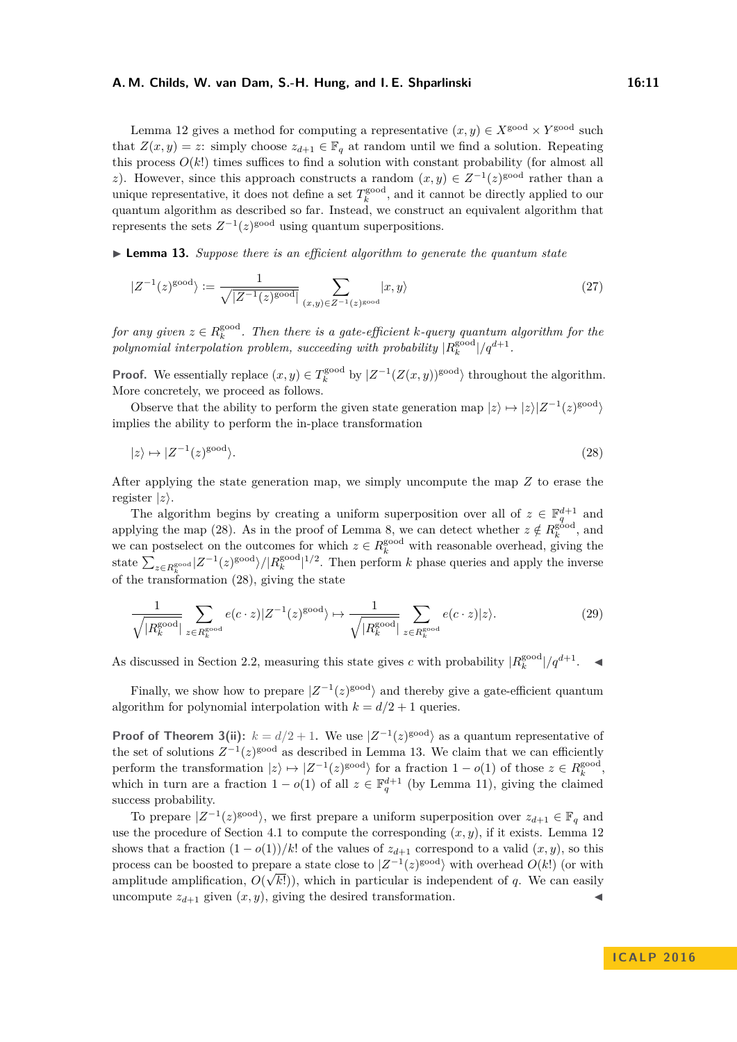Lemma 12 gives a method for computing a representative $(x, y) \in X^{\text{good}} \times Y^{\text{good}}$ such that $Z(x, y) = z$: simply choose $z_{d+1} \in \mathbb{F}_q$ at random until we find a solution. Repeating this process $O(k!)$ times suffices to find a solution with constant probability (for almost all $z$). However, since this approach constructs a random $(x, y) \in Z^{-1}(z)^{\text{good}}$ rather than a unique representative, it does not define a set $T_k^{\text{good}}$, and it cannot be directly applied to our quantum algorithm as described so far. Instead, we construct an equivalent algorithm that represents the sets $Z^{-1}(z)^{\text{good}}$ using quantum superpositions.

▶ **Lemma 13.** *Suppose there is an efficient algorithm to generate the quantum state*

$$|Z^{-1}(z)^{\text{good}}\rangle := \frac{1}{\sqrt{|Z^{-1}(z)^{\text{good}}|}} \sum_{(x,y)\in Z^{-1}(z)^{\text{good}}} |x, y\rangle \tag{27}$$

*for any given $z \in R_k^{\text{good}}$. Then there is a gate-efficient $k$-query quantum algorithm for the polynomial interpolation problem, succeeding with probability $|R_k^{\text{good}}|/q^{d+1}$.*

**Proof.** We essentially replace $(x, y) \in T_k^{\text{good}}$ by $|Z^{-1}(Z(x, y))^{\text{good}}\rangle$ throughout the algorithm. More concretely, we proceed as follows.

Observe that the ability to perform the given state generation map $|z\rangle \mapsto |z\rangle|Z^{-1}(z)^{\text{good}}\rangle$ implies the ability to perform the in-place transformation

$$|z\rangle \mapsto |Z^{-1}(z)^{\text{good}}\rangle. \tag{28}$$

After applying the state generation map, we simply uncompute the map $Z$ to erase the register $|z\rangle$.

The algorithm begins by creating a uniform superposition over all of $z \in \mathbb{F}_q^{d+1}$ and applying the map (28). As in the proof of Lemma 8, we can detect whether $z \notin R_k^{\text{good}}$, and we can postselect on the outcomes for which $z \in R_k^{\text{good}}$ with reasonable overhead, giving the state $\sum_{z\in R_k^{\text{good}}} |Z^{-1}(z)^{\text{good}}\rangle/|R_k^{\text{good}}|^{1/2}$. Then perform $k$ phase queries and apply the inverse of the transformation (28), giving the state

$$\frac{1}{\sqrt{|R_k^{\text{good}}|}} \sum_{z\in R_k^{\text{good}}} e(c \cdot z)|Z^{-1}(z)^{\text{good}}\rangle \mapsto \frac{1}{\sqrt{|R_k^{\text{good}}|}} \sum_{z\in R_k^{\text{good}}} e(c \cdot z)|z\rangle. \tag{29}$$

As discussed in Section 2.2, measuring this state gives $c$ with probability $|R_k^{\text{good}}|/q^{d+1}$. ◀

Finally, we show how to prepare $|Z^{-1}(z)^{\text{good}}\rangle$ and thereby give a gate-efficient quantum algorithm for polynomial interpolation with $k = d/2 + 1$ queries.

**Proof of Theorem 3(ii):** $k = d/2 + 1$. We use $|Z^{-1}(z)^{\text{good}}\rangle$ as a quantum representative of the set of solutions $Z^{-1}(z)^{\text{good}}$ as described in Lemma 13. We claim that we can efficiently perform the transformation $|z\rangle \mapsto |Z^{-1}(z)^{\text{good}}\rangle$ for a fraction $1 - o(1)$ of those $z \in R_k^{\text{good}}$, which in turn are a fraction $1 - o(1)$ of all $z \in \mathbb{F}_q^{d+1}$ (by Lemma 11), giving the claimed success probability.

To prepare $|Z^{-1}(z)^{\text{good}}\rangle$, we first prepare a uniform superposition over $z_{d+1} \in \mathbb{F}_q$ and use the procedure of Section 4.1 to compute the corresponding $(x, y)$, if it exists. Lemma 12 shows that a fraction $(1 - o(1))/k!$ of the values of $z_{d+1}$ correspond to a valid $(x, y)$, so this process can be boosted to prepare a state close to $|Z^{-1}(z)^{\text{good}}\rangle$ with overhead $O(k!)$ (or with amplitude amplification, $O(\sqrt{k!})$), which in particular is independent of $q$. We can easily uncompute $z_{d+1}$ given $(x, y)$, giving the desired transformation. ◀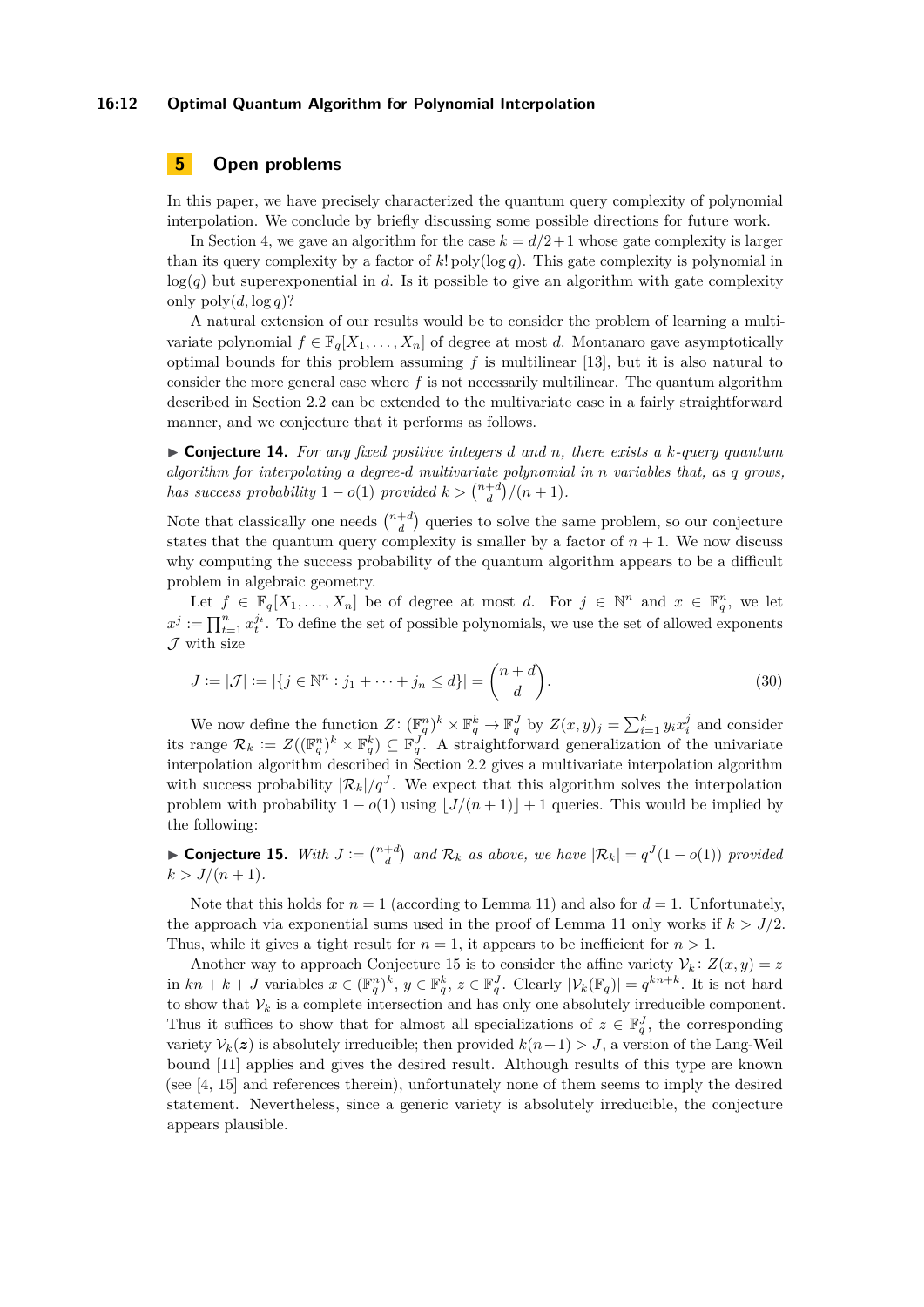## 5 Open problems

In this paper, we have precisely characterized the quantum query complexity of polynomial interpolation. We conclude by briefly discussing some possible directions for future work.

In Section 4, we gave an algorithm for the case $k = d/2+1$ whose gate complexity is larger than its query complexity by a factor of $k!\,\mathrm{poly}(\log q)$. This gate complexity is polynomial in $\log(q)$ but superexponential in $d$. Is it possible to give an algorithm with gate complexity only $\mathrm{poly}(d, \log q)$?

A natural extension of our results would be to consider the problem of learning a multivariate polynomial $f \in \mathbb{F}_q[X_1, \ldots, X_n]$ of degree at most $d$. Montanaro gave asymptotically optimal bounds for this problem assuming $f$ is multilinear [13], but it is also natural to consider the more general case where $f$ is not necessarily multilinear. The quantum algorithm described in Section 2.2 can be extended to the multivariate case in a fairly straightforward manner, and we conjecture that it performs as follows.

▶ **Conjecture 14.** *For any fixed positive integers $d$ and $n$, there exists a $k$-query quantum algorithm for interpolating a degree-$d$ multivariate polynomial in $n$ variables that, as $q$ grows, has success probability $1 - o(1)$ provided $k > \binom{n+d}{d}/(n+1)$.*

Note that classically one needs $\binom{n+d}{d}$ queries to solve the same problem, so our conjecture states that the quantum query complexity is smaller by a factor of $n+1$. We now discuss why computing the success probability of the quantum algorithm appears to be a difficult problem in algebraic geometry.

Let $f \in \mathbb{F}_q[X_1, \ldots, X_n]$ be of degree at most $d$. For $j \in \mathbb{N}^n$ and $x \in \mathbb{F}_q^n$, we let $x^j := \prod_{t=1}^{n} x_t^{j_t}$. To define the set of possible polynomials, we use the set of allowed exponents $\mathcal{J}$ with size

$$J := |\mathcal{J}| := |\{j \in \mathbb{N}^n : j_1 + \cdots + j_n \le d\}| = \binom{n+d}{d}. \tag{30}$$

We now define the function $Z\colon (\mathbb{F}_q^n)^k \times \mathbb{F}_q^k \to \mathbb{F}_q^J$ by $Z(x,y)_j = \sum_{i=1}^{k} y_i x_i^j$ and consider its range $\mathcal{R}_k := Z((\mathbb{F}_q^n)^k \times \mathbb{F}_q^k) \subseteq \mathbb{F}_q^J$. A straightforward generalization of the univariate interpolation algorithm described in Section 2.2 gives a multivariate interpolation algorithm with success probability $|\mathcal{R}_k|/q^J$. We expect that this algorithm solves the interpolation problem with probability $1 - o(1)$ using $\lfloor J/(n+1) \rfloor + 1$ queries. This would be implied by the following:

▶ **Conjecture 15.** *With $J := \binom{n+d}{d}$ and $\mathcal{R}_k$ as above, we have $|\mathcal{R}_k| = q^J(1 - o(1))$ provided $k > J/(n+1)$.*

Note that this holds for $n = 1$ (according to Lemma 11) and also for $d = 1$. Unfortunately, the approach via exponential sums used in the proof of Lemma 11 only works if $k > J/2$. Thus, while it gives a tight result for $n = 1$, it appears to be inefficient for $n > 1$.

Another way to approach Conjecture 15 is to consider the affine variety $\mathcal{V}_k\colon Z(x,y) = z$ in $kn + k + J$ variables $x \in (\mathbb{F}_q^n)^k$, $y \in \mathbb{F}_q^k$, $z \in \mathbb{F}_q^J$. Clearly $|\mathcal{V}_k(\mathbb{F}_q)| = q^{kn+k}$. It is not hard to show that $\mathcal{V}_k$ is a complete intersection and has only one absolutely irreducible component. Thus it suffices to show that for almost all specializations of $z \in \mathbb{F}_q^J$, the corresponding variety $\mathcal{V}_k(\boldsymbol{z})$ is absolutely irreducible; then provided $k(n+1) > J$, a version of the Lang-Weil bound [11] applies and gives the desired result. Although results of this type are known (see [4, 15] and references therein), unfortunately none of them seems to imply the desired statement. Nevertheless, since a generic variety is absolutely irreducible, the conjecture appears plausible.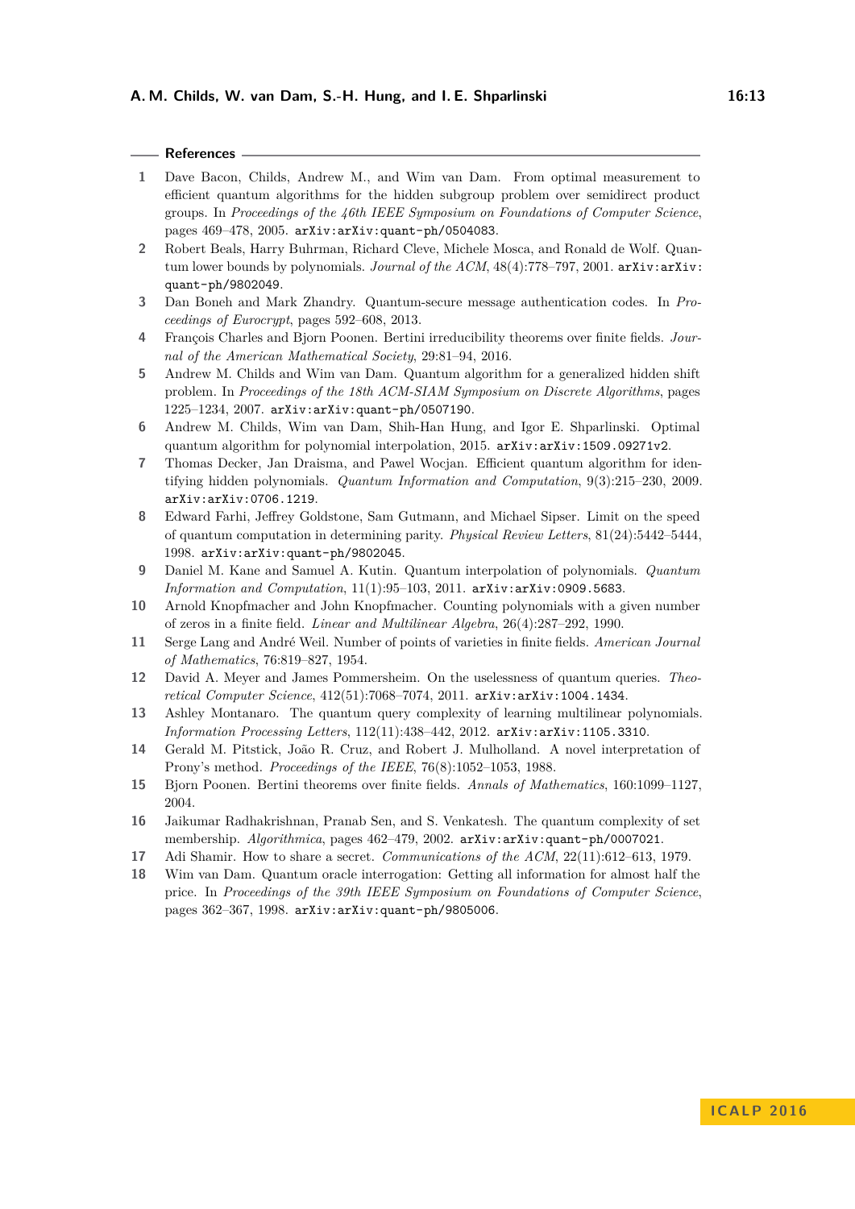## References

1. Dave Bacon, Childs, Andrew M., and Wim van Dam. From optimal measurement to efficient quantum algorithms for the hidden subgroup problem over semidirect product groups. In *Proceedings of the 46th IEEE Symposium on Foundations of Computer Science*, pages 469–478, 2005. `arXiv:arXiv:quant-ph/0504083`.
2. Robert Beals, Harry Buhrman, Richard Cleve, Michele Mosca, and Ronald de Wolf. Quantum lower bounds by polynomials. *Journal of the ACM*, 48(4):778–797, 2001. `arXiv:arXiv:quant-ph/9802049`.
3. Dan Boneh and Mark Zhandry. Quantum-secure message authentication codes. In *Proceedings of Eurocrypt*, pages 592–608, 2013.
4. François Charles and Bjorn Poonen. Bertini irreducibility theorems over finite fields. *Journal of the American Mathematical Society*, 29:81–94, 2016.
5. Andrew M. Childs and Wim van Dam. Quantum algorithm for a generalized hidden shift problem. In *Proceedings of the 18th ACM-SIAM Symposium on Discrete Algorithms*, pages 1225–1234, 2007. `arXiv:arXiv:quant-ph/0507190`.
6. Andrew M. Childs, Wim van Dam, Shih-Han Hung, and Igor E. Shparlinski. Optimal quantum algorithm for polynomial interpolation, 2015. `arXiv:arXiv:1509.09271v2`.
7. Thomas Decker, Jan Draisma, and Pawel Wocjan. Efficient quantum algorithm for identifying hidden polynomials. *Quantum Information and Computation*, 9(3):215–230, 2009. `arXiv:arXiv:0706.1219`.
8. Edward Farhi, Jeffrey Goldstone, Sam Gutmann, and Michael Sipser. Limit on the speed of quantum computation in determining parity. *Physical Review Letters*, 81(24):5442–5444, 1998. `arXiv:arXiv:quant-ph/9802045`.
9. Daniel M. Kane and Samuel A. Kutin. Quantum interpolation of polynomials. *Quantum Information and Computation*, 11(1):95–103, 2011. `arXiv:arXiv:0909.5683`.
10. Arnold Knopfmacher and John Knopfmacher. Counting polynomials with a given number of zeros in a finite field. *Linear and Multilinear Algebra*, 26(4):287–292, 1990.
11. Serge Lang and André Weil. Number of points of varieties in finite fields. *American Journal of Mathematics*, 76:819–827, 1954.
12. David A. Meyer and James Pommersheim. On the uselessness of quantum queries. *Theoretical Computer Science*, 412(51):7068–7074, 2011. `arXiv:arXiv:1004.1434`.
13. Ashley Montanaro. The quantum query complexity of learning multilinear polynomials. *Information Processing Letters*, 112(11):438–442, 2012. `arXiv:arXiv:1105.3310`.
14. Gerald M. Pitstick, João R. Cruz, and Robert J. Mulholland. A novel interpretation of Prony's method. *Proceedings of the IEEE*, 76(8):1052–1053, 1988.
15. Bjorn Poonen. Bertini theorems over finite fields. *Annals of Mathematics*, 160:1099–1127, 2004.
16. Jaikumar Radhakrishnan, Pranab Sen, and S. Venkatesh. The quantum complexity of set membership. *Algorithmica*, pages 462–479, 2002. `arXiv:arXiv:quant-ph/0007021`.
17. Adi Shamir. How to share a secret. *Communications of the ACM*, 22(11):612–613, 1979.
18. Wim van Dam. Quantum oracle interrogation: Getting all information for almost half the price. In *Proceedings of the 39th IEEE Symposium on Foundations of Computer Science*, pages 362–367, 1998. `arXiv:arXiv:quant-ph/9805006`.